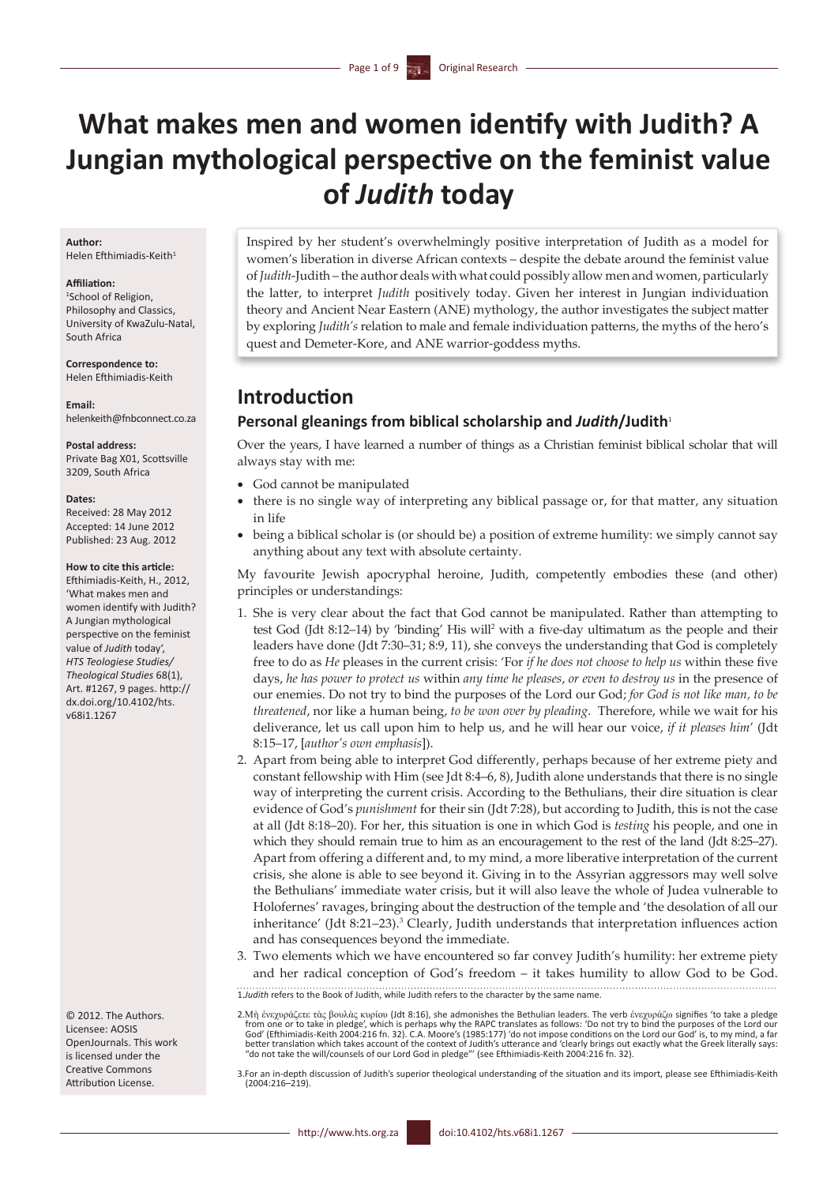# What makes men and women identify with Judith? A Jungian mythological perspective on the feminist value of *Judith* today

**Author:**
Helen Efthimiadis-Keith[1]

**Affiliation:**
[1]School of Religion, Philosophy and Classics, University of KwaZulu-Natal, South Africa

**Correspondence to:**
Helen Efthimiadis-Keith

**Email:**
helenkeith@fnbconnect.co.za

**Postal address:**
Private Bag X01, Scottsville 3209, South Africa

**Dates:**
Received: 28 May 2012
Accepted: 14 June 2012
Published: 23 Aug. 2012

**How to cite this article:**
Efthimiadis-Keith, H., 2012, 'What makes men and women identify with Judith? A Jungian mythological perspective on the feminist value of *Judith* today', *HTS Teologiese Studies/Theological Studies* 68(1), Art. #1267, 9 pages. http://dx.doi.org/10.4102/hts.v68i1.1267

© 2012. The Authors. Licensee: AOSIS OpenJournals. This work is licensed under the Creative Commons Attribution License.

Inspired by her student's overwhelmingly positive interpretation of Judith as a model for women's liberation in diverse African contexts – despite the debate around the feminist value of *Judith*-Judith – the author deals with what could possibly allow men and women, particularly the latter, to interpret *Judith* positively today. Given her interest in Jungian individuation theory and Ancient Near Eastern (ANE) mythology, the author investigates the subject matter by exploring *Judith's* relation to male and female individuation patterns, the myths of the hero's quest and Demeter-Kore, and ANE warrior-goddess myths.

## Introduction

### Personal gleanings from biblical scholarship and *Judith*/Judith[1]

Over the years, I have learned a number of things as a Christian feminist biblical scholar that will always stay with me:

- God cannot be manipulated
- there is no single way of interpreting any biblical passage or, for that matter, any situation in life
- being a biblical scholar is (or should be) a position of extreme humility: we simply cannot say anything about any text with absolute certainty.

My favourite Jewish apocryphal heroine, Judith, competently embodies these (and other) principles or understandings:

1. She is very clear about the fact that God cannot be manipulated. Rather than attempting to test God (Jdt 8:12–14) by 'binding' His will[2] with a five-day ultimatum as the people and their leaders have done (Jdt 7:30–31; 8:9, 11), she conveys the understanding that God is completely free to do as *He* pleases in the current crisis: 'For *if he does not choose to help us* within these five days, *he has power to protect us* within *any time he pleases*, *or even to destroy us* in the presence of our enemies. Do not try to bind the purposes of the Lord our God; *for God is not like man, to be threatened*, nor like a human being, *to be won over by pleading*. Therefore, while we wait for his deliverance, let us call upon him to help us, and he will hear our voice, *if it pleases him*' (Jdt 8:15–17, [*author's own emphasis*]).
2. Apart from being able to interpret God differently, perhaps because of her extreme piety and constant fellowship with Him (see Jdt 8:4–6, 8), Judith alone understands that there is no single way of interpreting the current crisis. According to the Bethulians, their dire situation is clear evidence of God's *punishment* for their sin (Jdt 7:28), but according to Judith, this is not the case at all (Jdt 8:18–20). For her, this situation is one in which God is *testing* his people, and one in which they should remain true to him as an encouragement to the rest of the land (Jdt 8:25–27). Apart from offering a different and, to my mind, a more liberative interpretation of the current crisis, she alone is able to see beyond it. Giving in to the Assyrian aggressors may well solve the Bethulians' immediate water crisis, but it will also leave the whole of Judea vulnerable to Holofernes' ravages, bringing about the destruction of the temple and 'the desolation of all our inheritance' (Jdt 8:21–23).[3] Clearly, Judith understands that interpretation influences action and has consequences beyond the immediate.
3. Two elements which we have encountered so far convey Judith's humility: her extreme piety and her radical conception of God's freedom – it takes humility to allow God to be God.

1.*Judith* refers to the Book of Judith, while Judith refers to the character by the same name.

2.Μὴ ἐνεχυράζετε τὰς βουλὰς κυρίου (Jdt 8:16), she admonishes the Bethulian leaders. The verb ἐνεχυράζω signifies 'to take a pledge from one or to take in pledge', which is perhaps why the RAPC translates as follows: 'Do not try to bind the purposes of the Lord our God' (Efthimiadis-Keith 2004:216 fn. 32). C.A. Moore's (1985:177) 'do not impose conditions on the Lord our God' is, to my mind, a far better translation which takes account of the context of Judith's utterance and 'clearly brings out exactly what the Greek literally says: "do not take the will/counsels of our Lord God in pledge"' (see Efthimiadis-Keith 2004:216 fn. 32).

3.For an in-depth discussion of Judith's superior theological understanding of the situation and its import, please see Efthimiadis-Keith (2004:216–219).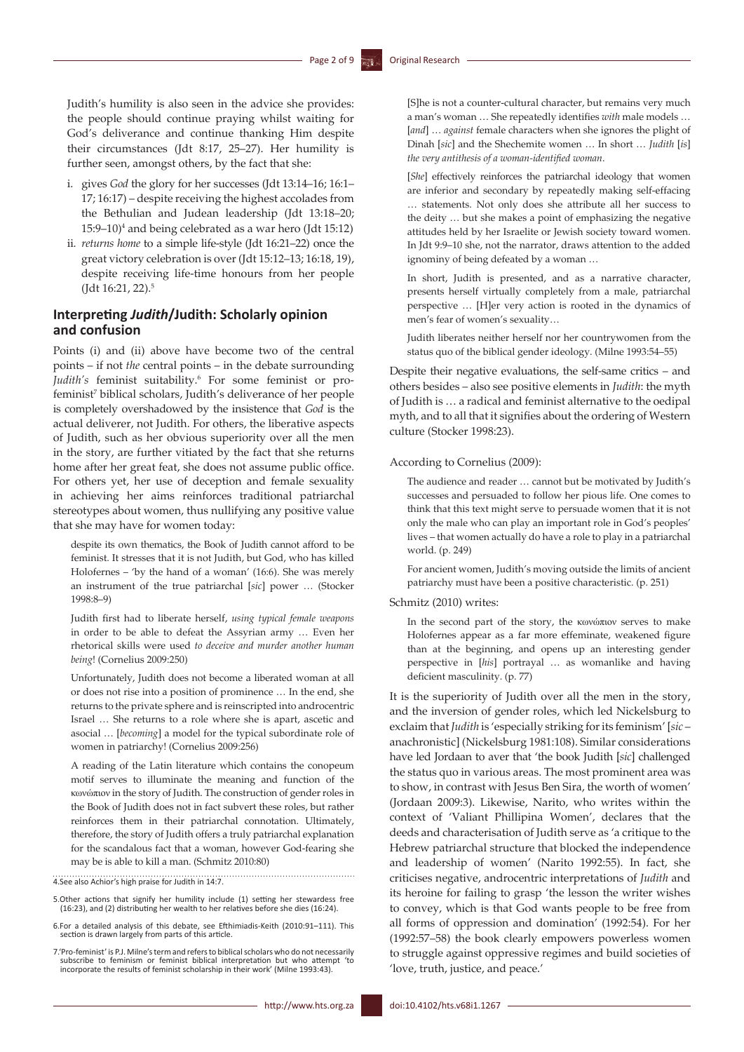Judith's humility is also seen in the advice she provides: the people should continue praying whilst waiting for God's deliverance and continue thanking Him despite their circumstances (Jdt 8:17, 25–27). Her humility is further seen, amongst others, by the fact that she:

i. gives *God* the glory for her successes (Jdt 13:14–16; 16:1–17; 16:17) – despite receiving the highest accolades from the Bethulian and Judean leadership (Jdt 13:18–20; 15:9–10)[4] and being celebrated as a war hero (Jdt 15:12)
ii. *returns home* to a simple life-style (Jdt 16:21–22) once the great victory celebration is over (Jdt 15:12–13; 16:18, 19), despite receiving life-time honours from her people (Jdt 16:21, 22).[5]

## Interpreting *Judith*/Judith: Scholarly opinion and confusion

Points (i) and (ii) above have become two of the central points – if not *the* central points – in the debate surrounding *Judith's* feminist suitability.[6] For some feminist or pro-feminist[7] biblical scholars, Judith's deliverance of her people is completely overshadowed by the insistence that *God* is the actual deliverer, not Judith. For others, the liberative aspects of Judith, such as her obvious superiority over all the men in the story, are further vitiated by the fact that she returns home after her great feat, she does not assume public office. For others yet, her use of deception and female sexuality in achieving her aims reinforces traditional patriarchal stereotypes about women, thus nullifying any positive value that she may have for women today:

> despite its own thematics, the Book of Judith cannot afford to be feminist. It stresses that it is not Judith, but God, who has killed Holofernes – 'by the hand of a woman' (16:6). She was merely an instrument of the true patriarchal [*sic*] power … (Stocker 1998:8–9)

> Judith first had to liberate herself, *using typical female weapons* in order to be able to defeat the Assyrian army … Even her rhetorical skills were used *to deceive and murder another human being*! (Cornelius 2009:250)

> Unfortunately, Judith does not become a liberated woman at all or does not rise into a position of prominence … In the end, she returns to the private sphere and is reinscripted into androcentric Israel … She returns to a role where she is apart, ascetic and asocial … [*becoming*] a model for the typical subordinate role of women in patriarchy! (Cornelius 2009:256)

> A reading of the Latin literature which contains the conopeum motif serves to illuminate the meaning and function of the κωνώπιον in the story of Judith. The construction of gender roles in the Book of Judith does not in fact subvert these roles, but rather reinforces them in their patriarchal connotation. Ultimately, therefore, the story of Judith offers a truly patriarchal explanation for the scandalous fact that a woman, however God-fearing she may be is able to kill a man. (Schmitz 2010:80)

> [S]he is not a counter-cultural character, but remains very much a man's woman … She repeatedly identifies *with* male models … [*and*] … *against* female characters when she ignores the plight of Dinah [*sic*] and the Shechemite women … In short … *Judith* [*is*] *the very antithesis of a woman-identified woman*.

> [*She*] effectively reinforces the patriarchal ideology that women are inferior and secondary by repeatedly making self-effacing … statements. Not only does she attribute all her success to the deity … but she makes a point of emphasizing the negative attitudes held by her Israelite or Jewish society toward women. In Jdt 9:9–10 she, not the narrator, draws attention to the added ignominy of being defeated by a woman …

> In short, Judith is presented, and as a narrative character, presents herself virtually completely from a male, patriarchal perspective … [H]er very action is rooted in the dynamics of men's fear of women's sexuality…

> Judith liberates neither herself nor her countrywomen from the status quo of the biblical gender ideology. (Milne 1993:54–55)

Despite their negative evaluations, the self-same critics – and others besides – also see positive elements in *Judith*: the myth of Judith is … a radical and feminist alternative to the oedipal myth, and to all that it signifies about the ordering of Western culture (Stocker 1998:23).

According to Cornelius (2009):

> The audience and reader … cannot but be motivated by Judith's successes and persuaded to follow her pious life. One comes to think that this text might serve to persuade women that it is not only the male who can play an important role in God's peoples' lives – that women actually do have a role to play in a patriarchal world. (p. 249)

> For ancient women, Judith's moving outside the limits of ancient patriarchy must have been a positive characteristic. (p. 251)

Schmitz (2010) writes:

> In the second part of the story, the κωνώπιον serves to make Holofernes appear as a far more effeminate, weakened figure than at the beginning, and opens up an interesting gender perspective in [*his*] portrayal … as womanlike and having deficient masculinity. (p. 77)

It is the superiority of Judith over all the men in the story, and the inversion of gender roles, which led Nickelsburg to exclaim that *Judith* is 'especially striking for its feminism' [*sic* – anachronistic] (Nickelsburg 1981:108). Similar considerations have led Jordaan to aver that 'the book Judith [*sic*] challenged the status quo in various areas. The most prominent area was to show, in contrast with Jesus Ben Sira, the worth of women' (Jordaan 2009:3). Likewise, Narito, who writes within the context of 'Valiant Phillipina Women', declares that the deeds and characterisation of Judith serve as 'a critique to the Hebrew patriarchal structure that blocked the independence and leadership of women' (Narito 1992:55). In fact, she criticises negative, androcentric interpretations of *Judith* and its heroine for failing to grasp 'the lesson the writer wishes to convey, which is that God wants people to be free from all forms of oppression and domination' (1992:54). For her (1992:57–58) the book clearly empowers powerless women to struggle against oppressive regimes and build societies of 'love, truth, justice, and peace.'

---

4. See also Achior's high praise for Judith in 14:7.

5. Other actions that signify her humility include (1) setting her stewardess free (16:23), and (2) distributing her wealth to her relatives before she dies (16:24).

6. For a detailed analysis of this debate, see Efthimiadis-Keith (2010:91–111). This section is drawn largely from parts of this article.

7. 'Pro-feminist' is P.J. Milne's term and refers to biblical scholars who do not necessarily subscribe to feminism or feminist biblical interpretation but who attempt 'to incorporate the results of feminist scholarship in their work' (Milne 1993:43).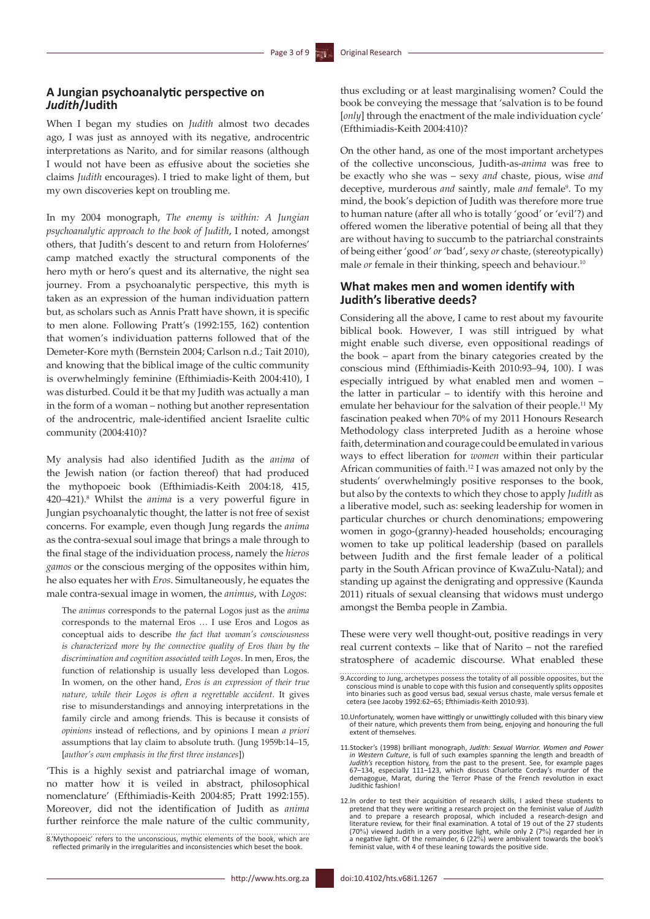## A Jungian psychoanalytic perspective on *Judith*/Judith

When I began my studies on *Judith* almost two decades ago, I was just as annoyed with its negative, androcentric interpretations as Narito, and for similar reasons (although I would not have been as effusive about the societies she claims *Judith* encourages). I tried to make light of them, but my own discoveries kept on troubling me.

In my 2004 monograph, *The enemy is within: A Jungian psychoanalytic approach to the book of Judith*, I noted, amongst others, that Judith's descent to and return from Holofernes' camp matched exactly the structural components of the hero myth or hero's quest and its alternative, the night sea journey. From a psychoanalytic perspective, this myth is taken as an expression of the human individuation pattern but, as scholars such as Annis Pratt have shown, it is specific to men alone. Following Pratt's (1992:155, 162) contention that women's individuation patterns followed that of the Demeter-Kore myth (Bernstein 2004; Carlson n.d.; Tait 2010), and knowing that the biblical image of the cultic community is overwhelmingly feminine (Efthimiadis-Keith 2004:410), I was disturbed. Could it be that my Judith was actually a man in the form of a woman – nothing but another representation of the androcentric, male-identified ancient Israelite cultic community (2004:410)?

My analysis had also identified Judith as the *anima* of the Jewish nation (or faction thereof) that had produced the mythopoeic book (Efthimiadis-Keith 2004:18, 415, 420–421).[8] Whilst the *anima* is a very powerful figure in Jungian psychoanalytic thought, the latter is not free of sexist concerns. For example, even though Jung regards the *anima* as the contra-sexual soul image that brings a male through to the final stage of the individuation process, namely the *hieros gamos* or the conscious merging of the opposites within him, he also equates her with *Eros*. Simultaneously, he equates the male contra-sexual image in women, the *animus*, with *Logos*:

> The *animus* corresponds to the paternal Logos just as the *anima* corresponds to the maternal Eros … I use Eros and Logos as conceptual aids to describe *the fact that woman's consciousness is characterized more by the connective quality of Eros than by the discrimination and cognition associated with Logos*. In men, Eros, the function of relationship is usually less developed than Logos. In women, on the other hand, *Eros is an expression of their true nature, while their Logos is often a regrettable accident*. It gives rise to misunderstandings and annoying interpretations in the family circle and among friends. This is because it consists of *opinions* instead of reflections, and by opinions I mean *a priori* assumptions that lay claim to absolute truth. (Jung 1959b:14–15, [*author's own emphasis in the first three instances*])

'This is a highly sexist and patriarchal image of woman, no matter how it is veiled in abstract, philosophical nomenclature' (Efthimiadis-Keith 2004:85; Pratt 1992:155). Moreover, did not the identification of Judith as *anima* further reinforce the male nature of the cultic community, thus excluding or at least marginalising women? Could the book be conveying the message that 'salvation is to be found [*only*] through the enactment of the male individuation cycle' (Efthimiadis-Keith 2004:410)?

On the other hand, as one of the most important archetypes of the collective unconscious, Judith-as-*anima* was free to be exactly who she was – sexy *and* chaste, pious, wise *and* deceptive, murderous *and* saintly, male *and* female[9]. To my mind, the book's depiction of Judith was therefore more true to human nature (after all who is totally 'good' or 'evil'?) and offered women the liberative potential of being all that they are without having to succumb to the patriarchal constraints of being either 'good' *or* 'bad', sexy *or* chaste, (stereotypically) male *or* female in their thinking, speech and behaviour.[10]

## What makes men and women identify with Judith's liberative deeds?

Considering all the above, I came to rest about my favourite biblical book. However, I was still intrigued by what might enable such diverse, even oppositional readings of the book – apart from the binary categories created by the conscious mind (Efthimiadis-Keith 2010:93–94, 100). I was especially intrigued by what enabled men and women – the latter in particular – to identify with this heroine and emulate her behaviour for the salvation of their people.[11] My fascination peaked when 70% of my 2011 Honours Research Methodology class interpreted Judith as a heroine whose faith, determination and courage could be emulated in various ways to effect liberation for *women* within their particular African communities of faith.[12] I was amazed not only by the students' overwhelmingly positive responses to the book, but also by the contexts to which they chose to apply *Judith* as a liberative model, such as: seeking leadership for women in particular churches or church denominations; empowering women in gogo-(granny)-headed households; encouraging women to take up political leadership (based on parallels between Judith and the first female leader of a political party in the South African province of KwaZulu-Natal); and standing up against the denigrating and oppressive (Kaunda 2011) rituals of sexual cleansing that widows must undergo amongst the Bemba people in Zambia.

These were very well thought-out, positive readings in very real current contexts – like that of Narito – not the rarefied stratosphere of academic discourse. What enabled these

---

8.'Mythopoeic' refers to the unconscious, mythic elements of the book, which are reflected primarily in the irregularities and inconsistencies which beset the book.

9.According to Jung, archetypes possess the totality of all possible opposites, but the conscious mind is unable to cope with this fusion and consequently splits opposites into binaries such as good versus bad, sexual versus chaste, male versus female et cetera (see Jacoby 1992:62–65; Efthimiadis-Keith 2010:93).

10.Unfortunately, women have wittingly or unwittingly colluded with this binary view of their nature, which prevents them from being, enjoying and honouring the full extent of themselves.

11.Stocker's (1998) brilliant monograph, *Judith: Sexual Warrior. Women and Power in Western Culture*, is full of such examples spanning the length and breadth of *Judith's* reception history, from the past to the present. See, for example pages 67–134, especially 111–123, which discuss Charlotte Corday's murder of the demagogue, Marat, during the Terror Phase of the French revolution in exact Judithic fashion!

12.In order to test their acquisition of research skills, I asked these students to pretend that they were writing a research project on the feminist value of *Judith* and to prepare a research proposal, which included a research-design and literature review, for their final examination. A total of 19 out of the 27 students (70%) viewed Judith in a very positive light, while only 2 (7%) regarded her in a negative light. Of the remainder, 6 (22%) were ambivalent towards the book's feminist value, with 4 of these leaning towards the positive side.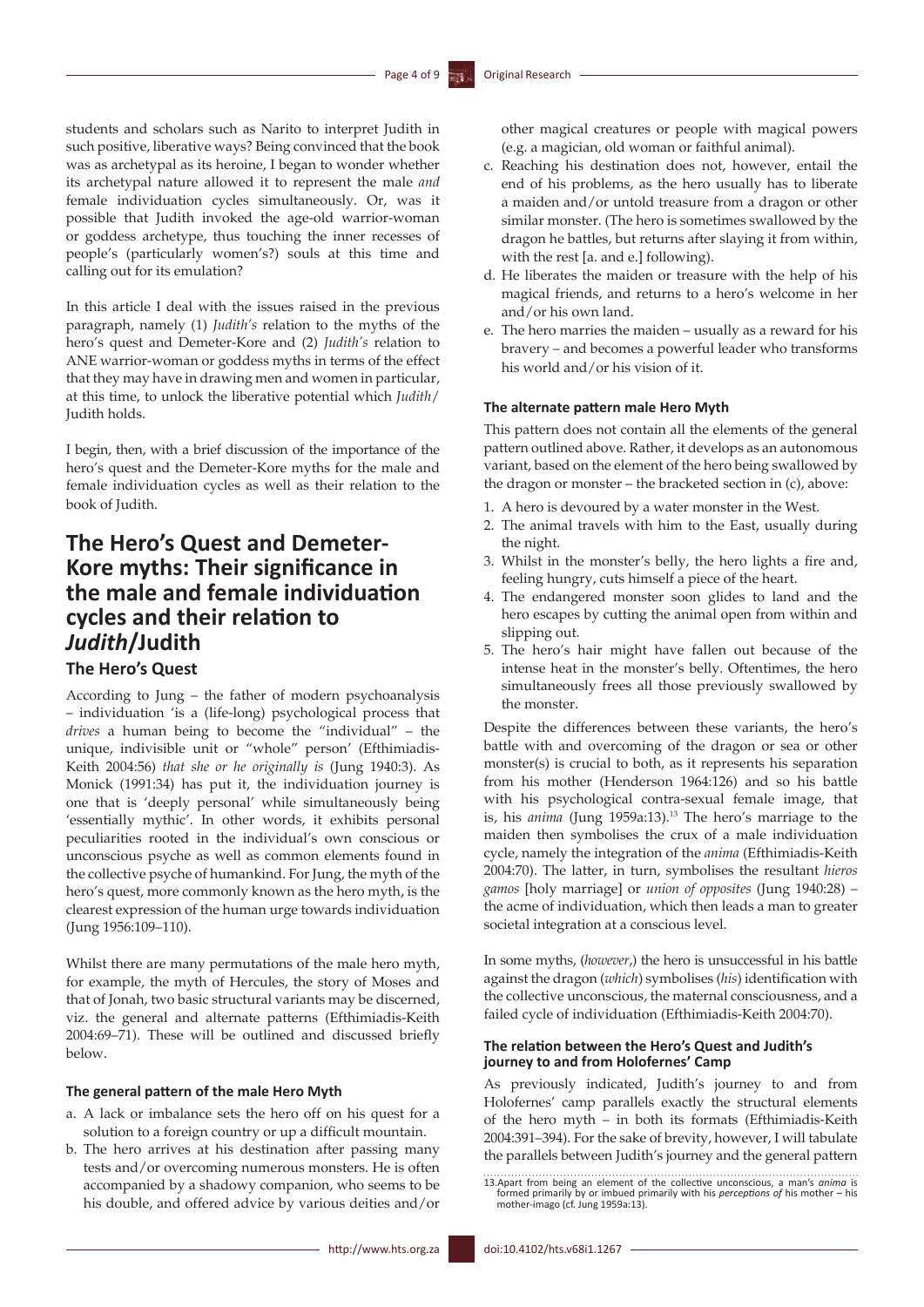students and scholars such as Narito to interpret Judith in such positive, liberative ways? Being convinced that the book was as archetypal as its heroine, I began to wonder whether its archetypal nature allowed it to represent the male *and* female individuation cycles simultaneously. Or, was it possible that Judith invoked the age-old warrior-woman or goddess archetype, thus touching the inner recesses of people's (particularly women's?) souls at this time and calling out for its emulation?

In this article I deal with the issues raised in the previous paragraph, namely (1) *Judith's* relation to the myths of the hero's quest and Demeter-Kore and (2) *Judith's* relation to ANE warrior-woman or goddess myths in terms of the effect that they may have in drawing men and women in particular, at this time, to unlock the liberative potential which *Judith*/Judith holds.

I begin, then, with a brief discussion of the importance of the hero's quest and the Demeter-Kore myths for the male and female individuation cycles as well as their relation to the book of Judith.

# The Hero's Quest and Demeter-Kore myths: Their significance in the male and female individuation cycles and their relation to *Judith*/Judith

## The Hero's Quest

According to Jung – the father of modern psychoanalysis – individuation 'is a (life-long) psychological process that *drives* a human being to become the "individual" – the unique, indivisible unit or "whole" person' (Efthimiadis-Keith 2004:56) *that she or he originally is* (Jung 1940:3). As Monick (1991:34) has put it, the individuation journey is one that is 'deeply personal' while simultaneously being 'essentially mythic'. In other words, it exhibits personal peculiarities rooted in the individual's own conscious or unconscious psyche as well as common elements found in the collective psyche of humankind. For Jung, the myth of the hero's quest, more commonly known as the hero myth, is the clearest expression of the human urge towards individuation (Jung 1956:109–110).

Whilst there are many permutations of the male hero myth, for example, the myth of Hercules, the story of Moses and that of Jonah, two basic structural variants may be discerned, viz. the general and alternate patterns (Efthimiadis-Keith 2004:69–71). These will be outlined and discussed briefly below.

### The general pattern of the male Hero Myth

a. A lack or imbalance sets the hero off on his quest for a solution to a foreign country or up a difficult mountain.
b. The hero arrives at his destination after passing many tests and/or overcoming numerous monsters. He is often accompanied by a shadowy companion, who seems to be his double, and offered advice by various deities and/or other magical creatures or people with magical powers (e.g. a magician, old woman or faithful animal).
c. Reaching his destination does not, however, entail the end of his problems, as the hero usually has to liberate a maiden and/or untold treasure from a dragon or other similar monster. (The hero is sometimes swallowed by the dragon he battles, but returns after slaying it from within, with the rest [a. and e.] following).
d. He liberates the maiden or treasure with the help of his magical friends, and returns to a hero's welcome in her and/or his own land.
e. The hero marries the maiden – usually as a reward for his bravery – and becomes a powerful leader who transforms his world and/or his vision of it.

### The alternate pattern male Hero Myth

This pattern does not contain all the elements of the general pattern outlined above. Rather, it develops as an autonomous variant, based on the element of the hero being swallowed by the dragon or monster – the bracketed section in (c), above:

1. A hero is devoured by a water monster in the West.
2. The animal travels with him to the East, usually during the night.
3. Whilst in the monster's belly, the hero lights a fire and, feeling hungry, cuts himself a piece of the heart.
4. The endangered monster soon glides to land and the hero escapes by cutting the animal open from within and slipping out.
5. The hero's hair might have fallen out because of the intense heat in the monster's belly. Oftentimes, the hero simultaneously frees all those previously swallowed by the monster.

Despite the differences between these variants, the hero's battle with and overcoming of the dragon or sea or other monster(s) is crucial to both, as it represents his separation from his mother (Henderson 1964:126) and so his battle with his psychological contra-sexual female image, that is, his *anima* (Jung 1959a:13).[13] The hero's marriage to the maiden then symbolises the crux of a male individuation cycle, namely the integration of the *anima* (Efthimiadis-Keith 2004:70). The latter, in turn, symbolises the resultant *hieros gamos* [holy marriage] or *union of opposites* (Jung 1940:28) – the acme of individuation, which then leads a man to greater societal integration at a conscious level.

In some myths, (*however*,) the hero is unsuccessful in his battle against the dragon (*which*) symbolises (*his*) identification with the collective unconscious, the maternal consciousness, and a failed cycle of individuation (Efthimiadis-Keith 2004:70).

### The relation between the Hero's Quest and Judith's journey to and from Holofernes' Camp

As previously indicated, Judith's journey to and from Holofernes' camp parallels exactly the structural elements of the hero myth – in both its formats (Efthimiadis-Keith 2004:391–394). For the sake of brevity, however, I will tabulate the parallels between Judith's journey and the general pattern

13. Apart from being an element of the collective unconscious, a man's *anima* is formed primarily by or imbued primarily with his *perceptions of* his mother – his mother-imago (cf. Jung 1959a:13).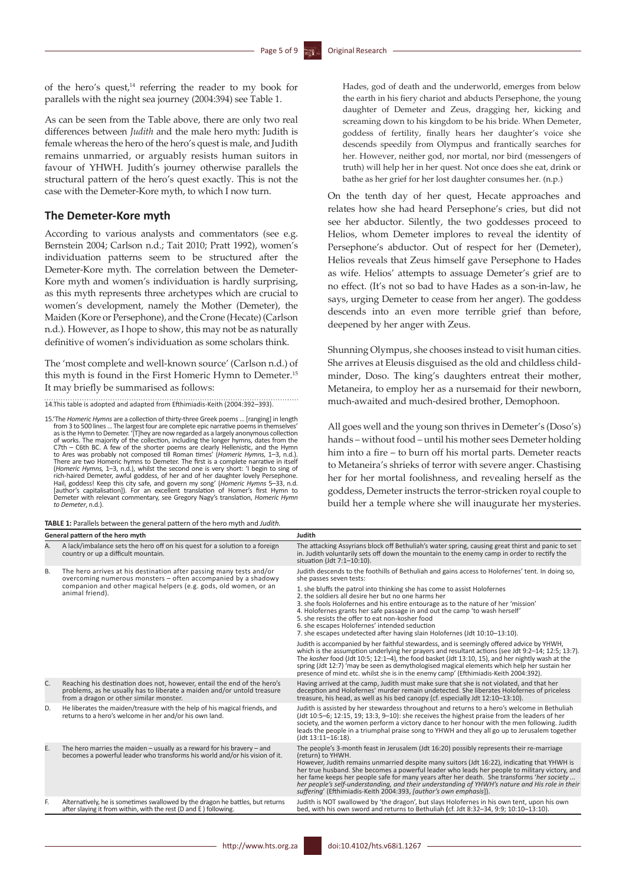of the hero's quest,[14] referring the reader to my book for parallels with the night sea journey (2004:394) see Table 1.

As can be seen from the Table above, there are only two real differences between *Judith* and the male hero myth: Judith is female whereas the hero of the hero's quest is male, and Judith remains unmarried, or arguably resists human suitors in favour of YHWH. Judith's journey otherwise parallels the structural pattern of the hero's quest exactly. This is not the case with the Demeter-Kore myth, to which I now turn.

## The Demeter-Kore myth

According to various analysts and commentators (see e.g. Bernstein 2004; Carlson n.d.; Tait 2010; Pratt 1992), women's individuation patterns seem to be structured after the Demeter-Kore myth. The correlation between the Demeter-Kore myth and women's individuation is hardly surprising, as this myth represents three archetypes which are crucial to women's development, namely the Mother (Demeter), the Maiden (Kore or Persephone), and the Crone (Hecate) (Carlson n.d.). However, as I hope to show, this may not be as naturally definitive of women's individuation as some scholars think.

The 'most complete and well-known source' (Carlson n.d.) of this myth is found in the First Homeric Hymn to Demeter.[15] It may briefly be summarised as follows:

> Hades, god of death and the underworld, emerges from below the earth in his fiery chariot and abducts Persephone, the young daughter of Demeter and Zeus, dragging her, kicking and screaming down to his kingdom to be his bride. When Demeter, goddess of fertility, finally hears her daughter's voice she descends speedily from Olympus and frantically searches for her. However, neither god, nor mortal, nor bird (messengers of truth) will help her in her quest. Not once does she eat, drink or bathe as her grief for her lost daughter consumes her. (n.p.)

On the tenth day of her quest, Hecate approaches and relates how she had heard Persephone's cries, but did not see her abductor. Silently, the two goddesses proceed to Helios, whom Demeter implores to reveal the identity of Persephone's abductor. Out of respect for her (Demeter), Helios reveals that Zeus himself gave Persephone to Hades as wife. Helios' attempts to assuage Demeter's grief are to no effect. (It's not so bad to have Hades as a son-in-law, he says, urging Demeter to cease from her anger). The goddess descends into an even more terrible grief than before, deepened by her anger with Zeus.

Shunning Olympus, she chooses instead to visit human cities. She arrives at Eleusis disguised as the old and childless child-minder, Doso. The king's daughters entreat their mother, Metaneira, to employ her as a nursemaid for their newborn, much-awaited and much-desired brother, Demophoon.

All goes well and the young son thrives in Demeter's (Doso's) hands – without food – until his mother sees Demeter holding him into a fire – to burn off his mortal parts. Demeter reacts to Metaneira's shrieks of terror with severe anger. Chastising her for her mortal foolishness, and revealing herself as the goddess, Demeter instructs the terror-stricken royal couple to build her a temple where she will inaugurate her mysteries.

**TABLE 1:** Parallels between the general pattern of the hero myth and *Judith*.

| | General pattern of the hero myth | Judith |
|---|---|---|
| A. | A lack/imbalance sets the hero off on his quest for a solution to a foreign country or up a difficult mountain. | The attacking Assyrians block off Bethuliah's water spring, causing great thirst and panic to set in. Judith voluntarily sets off down the mountain to the enemy camp in order to rectify the situation (Jdt 7:1–10:10). |
| B. | The hero arrives at his destination after passing many tests and/or overcoming numerous monsters – often accompanied by a shadowy companion and other magical helpers (e.g. gods, old women, or an animal friend). | Judith descends to the foothills of Bethuliah and gains access to Holofernes' tent. In doing so, she passes seven tests:<br>1. she bluffs the patrol into thinking she has come to assist Holofernes<br>2. the soldiers all desire her but no one harms her<br>3. she fools Holofernes and his entire entourage as to the nature of her 'mission'<br>4. Holofernes grants her safe passage in and out the camp 'to wash herself'<br>5. she resists the offer to eat non-kosher food<br>6. she escapes Holofernes' intended seduction<br>7. she escapes undetected after having slain Holofernes (Jdt 10:10–13:10).<br>Judith is accompanied by her faithful stewardess, and is seemingly offered advice by YHWH, which is the assumption underlying her prayers and resultant actions (see Jdt 9:2–14; 12:5; 13:7). The *kosher* food (Jdt 10:5; 12:1–4), the food basket (Jdt 13:10, 15), and her nightly wash at the spring (Jdt 12:7) 'may be seen as demythologised magical elements which help her sustain her presence of mind etc. whilst she is in the enemy camp' (Efthimiadis-Keith 2004:392). |
| C. | Reaching his destination does not, however, entail the end of the hero's problems, as he usually has to liberate a maiden and/or untold treasure from a dragon or other similar monster. | Having arrived at the camp, Judith must make sure that she is not violated, and that her deception and Holofernes' murder remain undetected. She liberates Holofernes of priceless treasure, his head, as well as his bed canopy (cf. especially Jdt 12:10–13:10). |
| D. | He liberates the maiden/treasure with the help of his magical friends, and returns to a hero's welcome in her and/or his own land. | Judith is assisted by her stewardess throughout and returns to a hero's welcome in Bethuliah (Jdt 10:5–6; 12:15, 19; 13:3, 9–10): she receives the highest praise from the leaders of her society, and the women perform a victory dance to her honour with the men following. Judith leads the people in a triumphal praise song to YHWH and they all go up to Jerusalem together (Jdt 13:11–16:18). |
| E. | The hero marries the maiden – usually as a reward for his bravery – and becomes a powerful leader who transforms his world and/or his vision of it. | The people's 3-month feast in Jerusalem (Jdt 16:20) possibly represents their re-marriage (return) to YHWH.<br>However, Judith remains unmarried despite many suitors (Jdt 16:22), indicating that YHWH is her true husband. She becomes a powerful leader who leads her people to military victory, and her fame keeps her people safe for many years after her death. She transforms '*her society ... her people's self-understanding, and their understanding of YHWH's nature and His role in their suffering*' (Efthimiadis-Keith 2004:393, *[author's own emphasis]*). |
| F. | Alternatively, he is sometimes swallowed by the dragon he battles, but returns after slaying it from within, with the rest (D and E ) following. | Judith is NOT swallowed by 'the dragon', but slays Holofernes in his own tent, upon his own bed, with his own sword and returns to Bethuliah (cf. Jdt 8:32–34, 9:9; 10:10–13:10). |

14.This table is adopted and adapted from Efthimiadis-Keith (2004:392–393).

15.'The *Homeric Hymns* are a collection of thirty-three Greek poems ... [ranging] in length from 3 to 500 lines ... The largest four are complete epic narrative poems in themselves' as is the Hymn to Demeter. '[T]hey are now regarded as a largely anonymous collection of works. The majority of the collection, including the longer hymns, dates from the C7th – C6th BC. A few of the shorter poems are clearly Hellenistic, and the Hymn to Ares was probably not composed till Roman times' (*Homeric Hymns*, 1–3, n.d.). There are two Homeric hymns to Demeter. The first is a complete narrative in itself (*Homeric Hymns*, 1–3, n.d.), whilst the second one is very short: 'I begin to sing of rich-haired Demeter, awful goddess, of her and of her daughter lovely Persephone. Hail, goddess! Keep this city safe, and govern my song' (*Homeric Hymns* 5–33, n.d. [author's capitalisation]). For an excellent translation of Homer's first Hymn to Demeter with relevant commentary, see Gregory Nagy's translation, *Homeric Hymn to Demeter*, n.d.).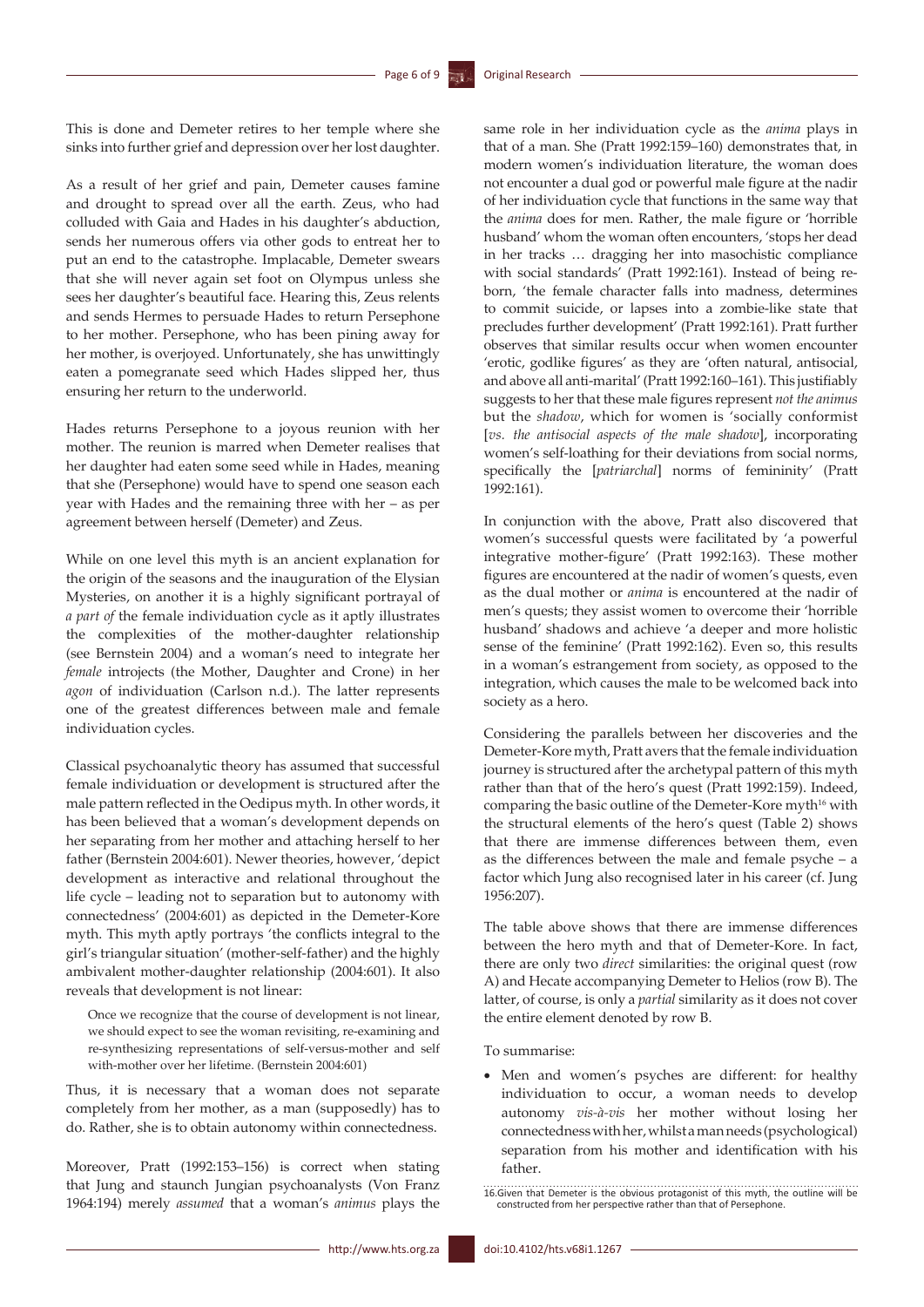This is done and Demeter retires to her temple where she sinks into further grief and depression over her lost daughter.

As a result of her grief and pain, Demeter causes famine and drought to spread over all the earth. Zeus, who had colluded with Gaia and Hades in his daughter's abduction, sends her numerous offers via other gods to entreat her to put an end to the catastrophe. Implacable, Demeter swears that she will never again set foot on Olympus unless she sees her daughter's beautiful face. Hearing this, Zeus relents and sends Hermes to persuade Hades to return Persephone to her mother. Persephone, who has been pining away for her mother, is overjoyed. Unfortunately, she has unwittingly eaten a pomegranate seed which Hades slipped her, thus ensuring her return to the underworld.

Hades returns Persephone to a joyous reunion with her mother. The reunion is marred when Demeter realises that her daughter had eaten some seed while in Hades, meaning that she (Persephone) would have to spend one season each year with Hades and the remaining three with her – as per agreement between herself (Demeter) and Zeus.

While on one level this myth is an ancient explanation for the origin of the seasons and the inauguration of the Elysian Mysteries, on another it is a highly significant portrayal of *a part of* the female individuation cycle as it aptly illustrates the complexities of the mother-daughter relationship (see Bernstein 2004) and a woman's need to integrate her *female* introjects (the Mother, Daughter and Crone) in her *agon* of individuation (Carlson n.d.). The latter represents one of the greatest differences between male and female individuation cycles.

Classical psychoanalytic theory has assumed that successful female individuation or development is structured after the male pattern reflected in the Oedipus myth. In other words, it has been believed that a woman's development depends on her separating from her mother and attaching herself to her father (Bernstein 2004:601). Newer theories, however, 'depict development as interactive and relational throughout the life cycle – leading not to separation but to autonomy with connectedness' (2004:601) as depicted in the Demeter-Kore myth. This myth aptly portrays 'the conflicts integral to the girl's triangular situation' (mother-self-father) and the highly ambivalent mother-daughter relationship (2004:601). It also reveals that development is not linear:

> Once we recognize that the course of development is not linear, we should expect to see the woman revisiting, re-examining and re-synthesizing representations of self-versus-mother and self with-mother over her lifetime. (Bernstein 2004:601)

Thus, it is necessary that a woman does not separate completely from her mother, as a man (supposedly) has to do. Rather, she is to obtain autonomy within connectedness.

Moreover, Pratt (1992:153–156) is correct when stating that Jung and staunch Jungian psychoanalysts (Von Franz 1964:194) merely *assumed* that a woman's *animus* plays the same role in her individuation cycle as the *anima* plays in that of a man. She (Pratt 1992:159–160) demonstrates that, in modern women's individuation literature, the woman does not encounter a dual god or powerful male figure at the nadir of her individuation cycle that functions in the same way that the *anima* does for men. Rather, the male figure or 'horrible husband' whom the woman often encounters, 'stops her dead in her tracks … dragging her into masochistic compliance with social standards' (Pratt 1992:161). Instead of being reborn, 'the female character falls into madness, determines to commit suicide, or lapses into a zombie-like state that precludes further development' (Pratt 1992:161). Pratt further observes that similar results occur when women encounter 'erotic, godlike figures' as they are 'often natural, antisocial, and above all anti-marital' (Pratt 1992:160–161). This justifiably suggests to her that these male figures represent *not the animus* but the *shadow*, which for women is 'socially conformist [*vs. the antisocial aspects of the male shadow*], incorporating women's self-loathing for their deviations from social norms, specifically the [*patriarchal*] norms of femininity' (Pratt 1992:161).

In conjunction with the above, Pratt also discovered that women's successful quests were facilitated by 'a powerful integrative mother-figure' (Pratt 1992:163). These mother figures are encountered at the nadir of women's quests, even as the dual mother or *anima* is encountered at the nadir of men's quests; they assist women to overcome their 'horrible husband' shadows and achieve 'a deeper and more holistic sense of the feminine' (Pratt 1992:162). Even so, this results in a woman's estrangement from society, as opposed to the integration, which causes the male to be welcomed back into society as a hero.

Considering the parallels between her discoveries and the Demeter-Kore myth, Pratt avers that the female individuation journey is structured after the archetypal pattern of this myth rather than that of the hero's quest (Pratt 1992:159). Indeed, comparing the basic outline of the Demeter-Kore myth[16] with the structural elements of the hero's quest (Table 2) shows that there are immense differences between them, even as the differences between the male and female psyche – a factor which Jung also recognised later in his career (cf. Jung 1956:207).

The table above shows that there are immense differences between the hero myth and that of Demeter-Kore. In fact, there are only two *direct* similarities: the original quest (row A) and Hecate accompanying Demeter to Helios (row B). The latter, of course, is only a *partial* similarity as it does not cover the entire element denoted by row B.

To summarise:

- Men and women's psyches are different: for healthy individuation to occur, a woman needs to develop autonomy *vis-à-vis* her mother without losing her connectedness with her, whilst a man needs (psychological) separation from his mother and identification with his father.

16. Given that Demeter is the obvious protagonist of this myth, the outline will be constructed from her perspective rather than that of Persephone.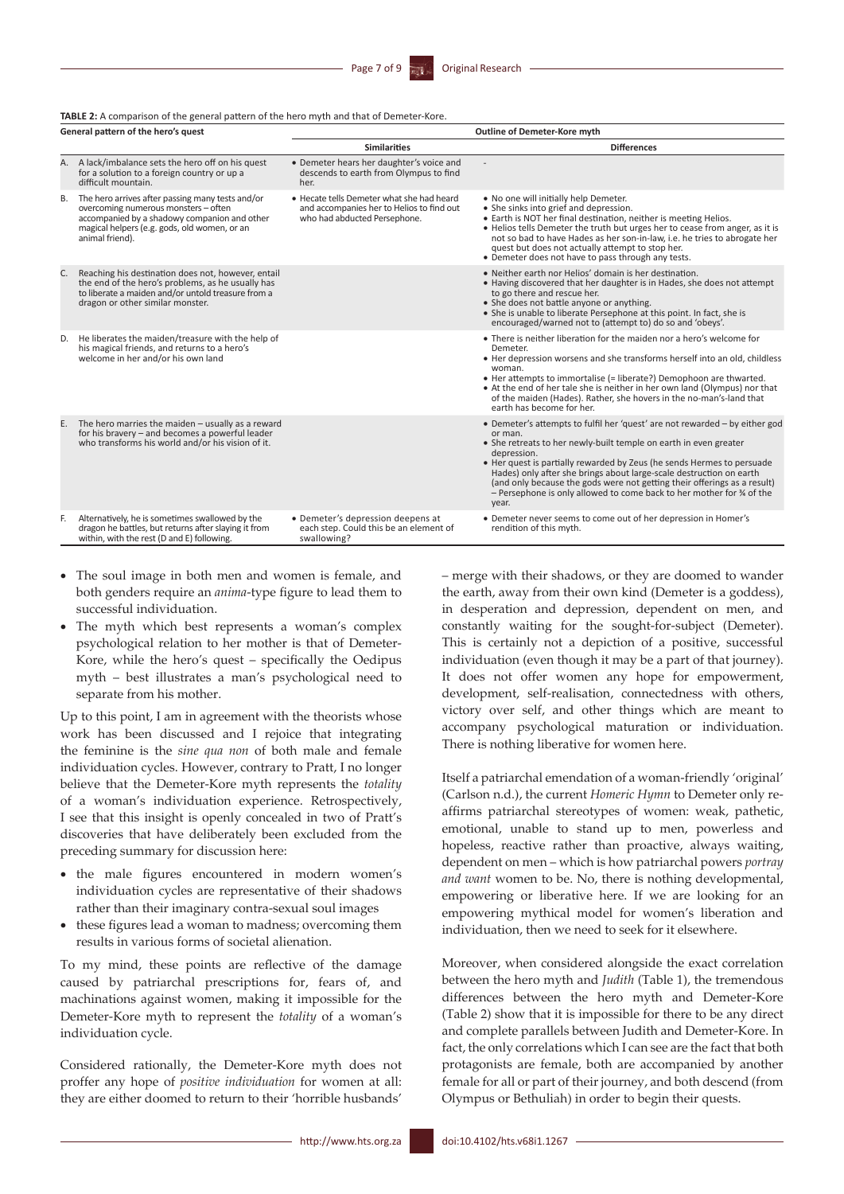**TABLE 2:** A comparison of the general pattern of the hero myth and that of Demeter-Kore.

| General pattern of the hero's quest | Outline of Demeter-Kore myth | |
|---|---|---|
| | **Similarities** | **Differences** |
| A. A lack/imbalance sets the hero off on his quest for a solution to a foreign country or up a difficult mountain. | • Demeter hears her daughter's voice and descends to earth from Olympus to find her. | - |
| B. The hero arrives after passing many tests and/or overcoming numerous monsters – often accompanied by a shadowy companion and other magical helpers (e.g. gods, old women, or an animal friend). | • Hecate tells Demeter what she had heard and accompanies her to Helios to find out who had abducted Persephone. | • No one will initially help Demeter. • She sinks into grief and depression. • Earth is NOT her final destination, neither is meeting Helios. • Helios tells Demeter the truth but urges her to cease from anger, as it is not so bad to have Hades as her son-in-law, i.e. he tries to abrogate her quest but does not actually attempt to stop her. • Demeter does not have to pass through any tests. |
| C. Reaching his destination does not, however, entail the end of the hero's problems, as he usually has to liberate a maiden and/or untold tresure from a dragon or other similar monster. | | • Neither earth nor Helios' domain is her destination. • Having discovered that her daughter is in Hades, she does not attempt to go there and rescue her. • She does not battle anyone or anything. • She is unable to liberate Persephone at this point. In fact, she is encouraged/warned not to (attempt to) do so and 'obeys'. |
| D. He liberates the maiden/treasure with the help of his magical friends, and returns to a hero's welcome in her and/or his own land | | • There is neither liberation for the maiden nor a hero's welcome for Demeter. • Her depression worsens and she transforms herself into an old, childless woman. • Her attempts to immortalise (= liberate?) Demophoon are thwarted. • At the end of her tale she is neither in her own land (Olympus) nor that of the maiden (Hades). Rather, she hovers in the no-man's-land that earth has become for her. |
| E. The hero marries the maiden – usually as a reward for his bravery – and becomes a powerful leader who transforms his world and/or his vision of it. | | • Demeter's attempts to fulfil her 'quest' are not rewarded – by either god or man. • She retreats to her newly-built temple on earth in even greater depression. • Her quest is partially rewarded by Zeus (he sends Hermes to persuade Hades) only after she brings about large-scale destruction on earth (and only because the gods were not getting their offerings as a result) – Persephone is only allowed to come back to her mother for ¾ of the year. |
| F. Alternatively, he is sometimes swallowed by the dragon he battles, but returns after slaying it from within, with the rest (D and E) following. | • Demeter's depression deepens at each step. Could this be an element of swallowing? | • Demeter never seems to come out of her depression in Homer's rendition of this myth. |

- The soul image in both men and women is female, and both genders require an *anima*-type figure to lead them to successful individuation.
- The myth which best represents a woman's complex psychological relation to her mother is that of Demeter-Kore, while the hero's quest – specifically the Oedipus myth – best illustrates a man's psychological need to separate from his mother.

Up to this point, I am in agreement with the theorists whose work has been discussed and I rejoice that integrating the feminine is the *sine qua non* of both male and female individuation cycles. However, contrary to Pratt, I no longer believe that the Demeter-Kore myth represents the *totality* of a woman's individuation experience. Retrospectively, I see that this insight is openly concealed in two of Pratt's discoveries that have deliberately been excluded from the preceding summary for discussion here:

- the male figures encountered in modern women's individuation cycles are representative of their shadows rather than their imaginary contra-sexual soul images
- these figures lead a woman to madness; overcoming them results in various forms of societal alienation.

To my mind, these points are reflective of the damage caused by patriarchal prescriptions for, fears of, and machinations against women, making it impossible for the Demeter-Kore myth to represent the *totality* of a woman's individuation cycle.

Considered rationally, the Demeter-Kore myth does not proffer any hope of *positive individuation* for women at all: they are either doomed to return to their 'horrible husbands' – merge with their shadows, or they are doomed to wander the earth, away from their own kind (Demeter is a goddess), in desperation and depression, dependent on men, and constantly waiting for the sought-for-subject (Demeter). This is certainly not a depiction of a positive, successful individuation (even though it may be a part of that journey). It does not offer women any hope for empowerment, development, self-realisation, connectedness with others, victory over self, and other things which are meant to accompany psychological maturation or individuation. There is nothing liberative for women here.

Itself a patriarchal emendation of a woman-friendly 'original' (Carlson n.d.), the current *Homeric Hymn* to Demeter only re-affirms patriarchal stereotypes of women: weak, pathetic, emotional, unable to stand up to men, powerless and hopeless, reactive rather than proactive, always waiting, dependent on men – which is how patriarchal powers *portray and want* women to be. No, there is nothing developmental, empowering or liberative here. If we are looking for an empowering mythical model for women's liberation and individuation, then we need to seek for it elsewhere.

Moreover, when considered alongside the exact correlation between the hero myth and *Judith* (Table 1), the tremendous differences between the hero myth and Demeter-Kore (Table 2) show that it is impossible for there to be any direct and complete parallels between Judith and Demeter-Kore. In fact, the only correlations which I can see are the fact that both protagonists are female, both are accompanied by another female for all or part of their journey, and both descend (from Olympus or Bethuliah) in order to begin their quests.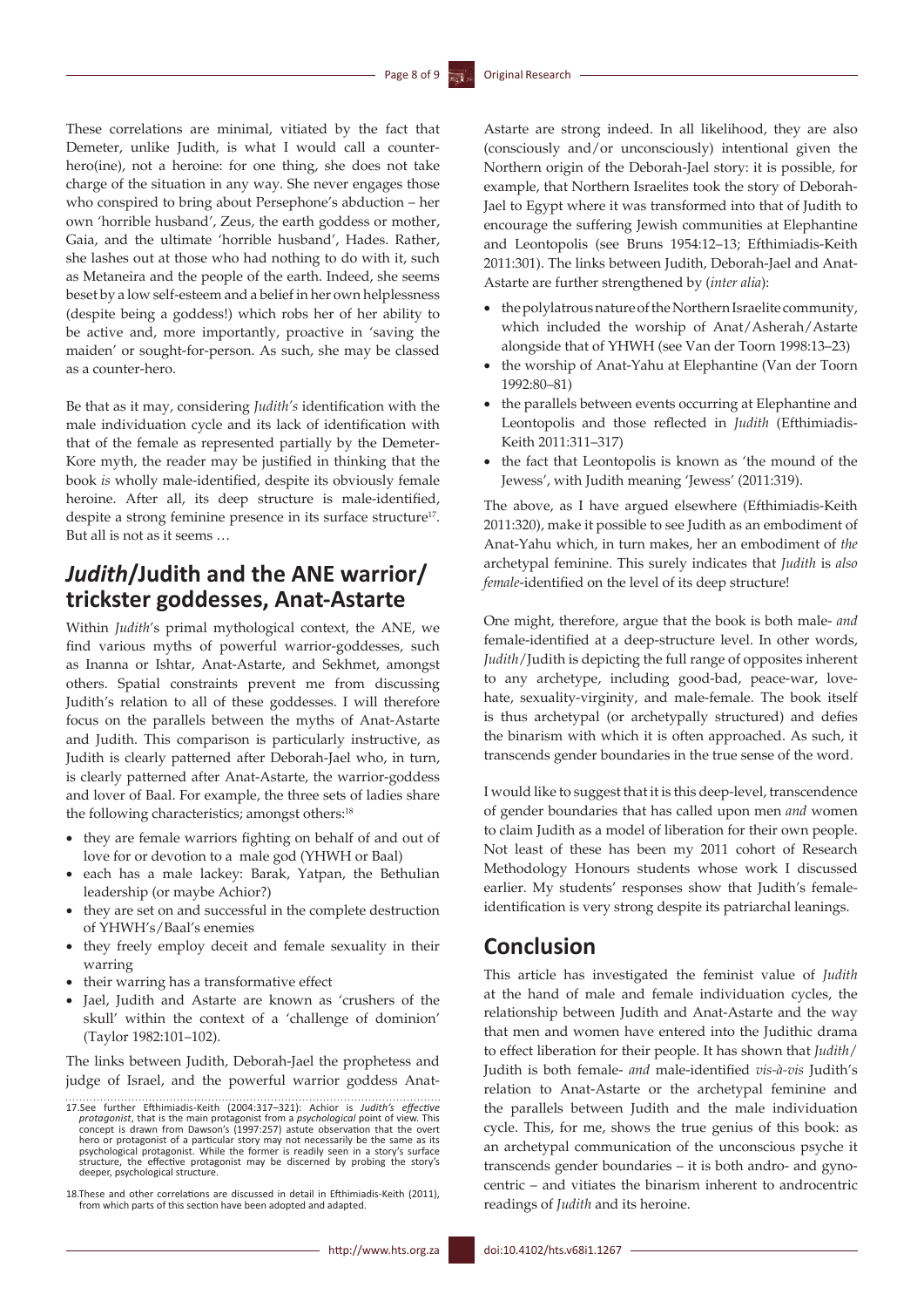These correlations are minimal, vitiated by the fact that Demeter, unlike Judith, is what I would call a counter-hero(ine), not a heroine: for one thing, she does not take charge of the situation in any way. She never engages those who conspired to bring about Persephone's abduction – her own 'horrible husband', Zeus, the earth goddess or mother, Gaia, and the ultimate 'horrible husband', Hades. Rather, she lashes out at those who had nothing to do with it, such as Metaneira and the people of the earth. Indeed, she seems beset by a low self-esteem and a belief in her own helplessness (despite being a goddess!) which robs her of her ability to be active and, more importantly, proactive in 'saving the maiden' or sought-for-person. As such, she may be classed as a counter-hero.

Be that as it may, considering *Judith's* identification with the male individuation cycle and its lack of identification with that of the female as represented partially by the Demeter-Kore myth, the reader may be justified in thinking that the book *is* wholly male-identified, despite its obviously female heroine. After all, its deep structure is male-identified, despite a strong feminine presence in its surface structure[17]. But all is not as it seems …

## *Judith*/Judith and the ANE warrior/trickster goddesses, Anat-Astarte

Within *Judith*'s primal mythological context, the ANE, we find various myths of powerful warrior-goddesses, such as Inanna or Ishtar, Anat-Astarte, and Sekhmet, amongst others. Spatial constraints prevent me from discussing Judith's relation to all of these goddesses. I will therefore focus on the parallels between the myths of Anat-Astarte and Judith. This comparison is particularly instructive, as Judith is clearly patterned after Deborah-Jael who, in turn, is clearly patterned after Anat-Astarte, the warrior-goddess and lover of Baal. For example, the three sets of ladies share the following characteristics; amongst others:[18]

- they are female warriors fighting on behalf of and out of love for or devotion to a male god (YHWH or Baal)
- each has a male lackey: Barak, Yatpan, the Bethulian leadership (or maybe Achior?)
- they are set on and successful in the complete destruction of YHWH's/Baal's enemies
- they freely employ deceit and female sexuality in their warring
- their warring has a transformative effect
- Jael, Judith and Astarte are known as 'crushers of the skull' within the context of a 'challenge of dominion' (Taylor 1982:101–102).

The links between Judith, Deborah-Jael the prophetess and judge of Israel, and the powerful warrior goddess Anat-Astarte are strong indeed. In all likelihood, they are also (consciously and/or unconsciously) intentional given the Northern origin of the Deborah-Jael story: it is possible, for example, that Northern Israelites took the story of Deborah-Jael to Egypt where it was transformed into that of Judith to encourage the suffering Jewish communities at Elephantine and Leontopolis (see Bruns 1954:12–13; Efthimiadis-Keith 2011:301). The links between Judith, Deborah-Jael and Anat-Astarte are further strengthened by (*inter alia*):

- the polylatrous nature of the Northern Israelite community, which included the worship of Anat/Asherah/Astarte alongside that of YHWH (see Van der Toorn 1998:13–23)
- the worship of Anat-Yahu at Elephantine (Van der Toorn 1992:80–81)
- the parallels between events occurring at Elephantine and Leontopolis and those reflected in *Judith* (Efthimiadis-Keith 2011:311–317)
- the fact that Leontopolis is known as 'the mound of the Jewess', with Judith meaning 'Jewess' (2011:319).

The above, as I have argued elsewhere (Efthimiadis-Keith 2011:320), make it possible to see Judith as an embodiment of Anat-Yahu which, in turn makes, her an embodiment of *the* archetypal feminine. This surely indicates that *Judith* is *also female*-identified on the level of its deep structure!

One might, therefore, argue that the book is both male- *and* female-identified at a deep-structure level. In other words, *Judith*/Judith is depicting the full range of opposites inherent to any archetype, including good-bad, peace-war, love-hate, sexuality-virginity, and male-female. The book itself is thus archetypal (or archetypally structured) and defies the binarism with which it is often approached. As such, it transcends gender boundaries in the true sense of the word.

I would like to suggest that it is this deep-level, transcendence of gender boundaries that has called upon men *and* women to claim Judith as a model of liberation for their own people. Not least of these has been my 2011 cohort of Research Methodology Honours students whose work I discussed earlier. My students' responses show that Judith's female-identification is very strong despite its patriarchal leanings.

## Conclusion

This article has investigated the feminist value of *Judith* at the hand of male and female individuation cycles, the relationship between Judith and Anat-Astarte and the way that men and women have entered into the Judithic drama to effect liberation for their people. It has shown that *Judith*/Judith is both female- *and* male-identified *vis-à-vis* Judith's relation to Anat-Astarte or the archetypal feminine and the parallels between Judith and the male individuation cycle. This, for me, shows the true genius of this book: as an archetypal communication of the unconscious psyche it transcends gender boundaries – it is both andro- and gyno-centric – and vitiates the binarism inherent to androcentric readings of *Judith* and its heroine.

---

17. See further Efthimiadis-Keith (2004:317–321): Achior is *Judith's effective protagonist*, that is the main protagonist from a *psychological* point of view. This concept is drawn from Dawson's (1997:257) astute observation that the overt hero or protagonist of a particular story may not necessarily be the same as its psychological protagonist. While the former is readily seen in a story's surface structure, the effective protagonist may be discerned by probing the story's deeper, psychological structure.

18. These and other correlations are discussed in detail in Efthimiadis-Keith (2011), from which parts of this section have been adopted and adapted.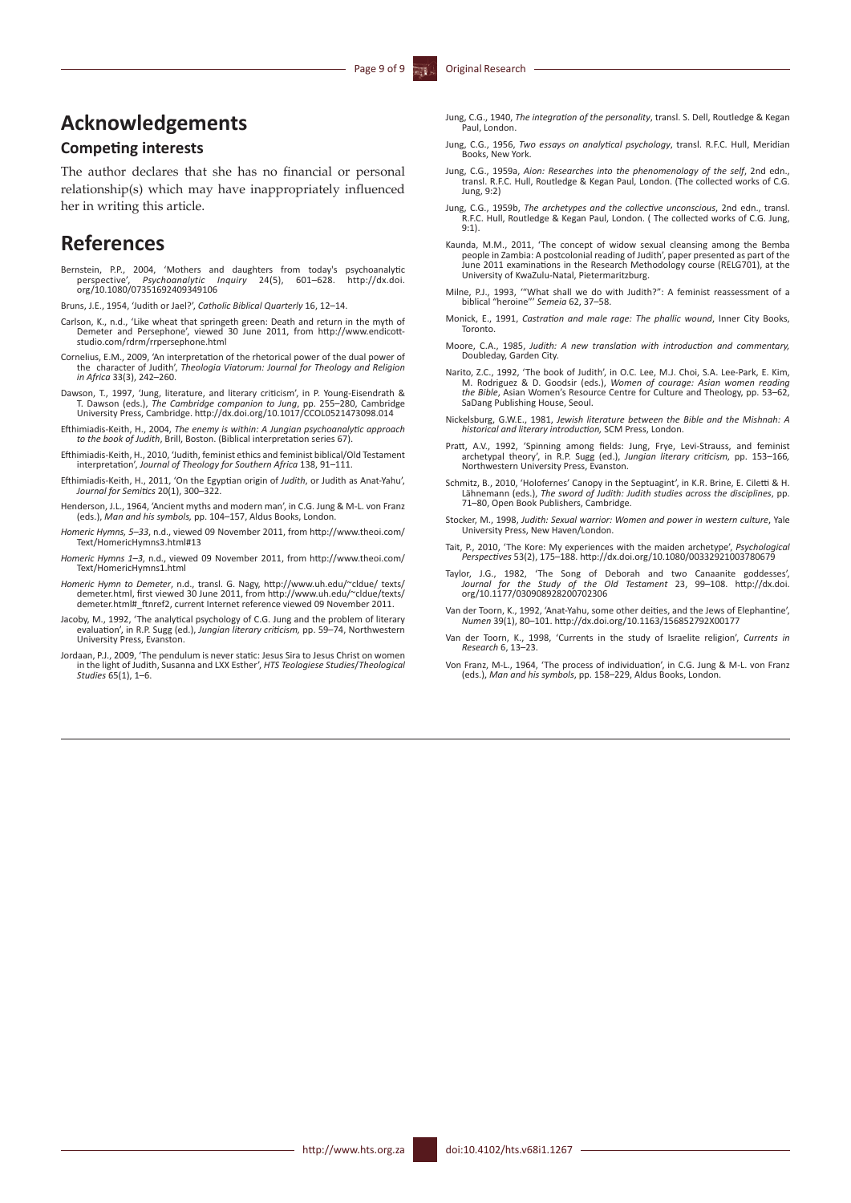# Acknowledgements

## Competing interests

The author declares that she has no financial or personal relationship(s) which may have inappropriately influenced her in writing this article.

# References

Bernstein, P.P., 2004, 'Mothers and daughters from today's psychoanalytic perspective', *Psychoanalytic Inquiry* 24(5), 601–628. http://dx.doi.org/10.1080/07351692409349106

Bruns, J.E., 1954, 'Judith or Jael?', *Catholic Biblical Quarterly* 16, 12–14.

Carlson, K., n.d., 'Like wheat that springeth green: Death and return in the myth of Demeter and Persephone', viewed 30 June 2011, from http://www.endicott-studio.com/rdrm/rrpersephone.html

Cornelius, E.M., 2009, 'An interpretation of the rhetorical power of the dual power of the character of Judith', *Theologia Viatorum: Journal for Theology and Religion in Africa* 33(3), 242–260.

Dawson, T., 1997, 'Jung, literature, and literary criticism', in P. Young-Eisendrath & T. Dawson (eds.), *The Cambridge companion to Jung*, pp. 255–280, Cambridge University Press, Cambridge. http://dx.doi.org/10.1017/CCOL0521473098.014

Efthimiadis-Keith, H., 2004, *The enemy is within: A Jungian psychoanalytic approach to the book of Judith*, Brill, Boston. (Biblical interpretation series 67).

Efthimiadis-Keith, H., 2010, 'Judith, feminist ethics and feminist biblical/Old Testament interpretation', *Journal of Theology for Southern Africa* 138, 91–111.

Efthimiadis-Keith, H., 2011, 'On the Egyptian origin of *Judith*, or Judith as Anat-Yahu', *Journal for Semitics* 20(1), 300–322.

Henderson, J.L., 1964, 'Ancient myths and modern man', in C.G. Jung & M-L. von Franz (eds.), *Man and his symbols,* pp. 104–157, Aldus Books, London.

*Homeric Hymns, 5–33*, n.d., viewed 09 November 2011, from http://www.theoi.com/Text/HomericHymns3.html#13

*Homeric Hymns 1–3*, n.d., viewed 09 November 2011, from http://www.theoi.com/Text/HomericHymns1.html

*Homeric Hymn to Demeter*, n.d., transl. G. Nagy, http://www.uh.edu/~cldue/ texts/demeter.html, first viewed 30 June 2011, from http://www.uh.edu/~cldue/texts/demeter.html#_ftnref2, current Internet reference viewed 09 November 2011.

Jacoby, M., 1992, 'The analytical psychology of C.G. Jung and the problem of literary evaluation', in R.P. Sugg (ed.), *Jungian literary criticism,* pp. 59–74, Northwestern University Press, Evanston.

Jordaan, P.J., 2009, 'The pendulum is never static: Jesus Sira to Jesus Christ on women in the light of Judith, Susanna and LXX Esther', *HTS Teologiese Studies*/*Theological Studies* 65(1), 1–6.

Jung, C.G., 1940, *The integration of the personality*, transl. S. Dell, Routledge & Kegan Paul, London.

Jung, C.G., 1956, *Two essays on analytical psychology*, transl. R.F.C. Hull, Meridian Books, New York.

Jung, C.G., 1959a, *Aion: Researches into the phenomenology of the self*, 2nd edn., transl. R.F.C. Hull, Routledge & Kegan Paul, London. (The collected works of C.G. Jung, 9:2)

Jung, C.G., 1959b, *The archetypes and the collective unconscious*, 2nd edn., transl. R.F.C. Hull, Routledge & Kegan Paul, London. ( The collected works of C.G. Jung, 9:1).

Kaunda, M.M., 2011, 'The concept of widow sexual cleansing among the Bemba people in Zambia: A postcolonial reading of Judith', paper presented as part of the June 2011 examinations in the Research Methodology course (RELG701), at the University of KwaZulu-Natal, Pietermaritzburg.

Milne, P.J., 1993, '"What shall we do with Judith?": A feminist reassessment of a biblical "heroine"' *Semeia* 62, 37–58.

Monick, E., 1991, *Castration and male rage: The phallic wound*, Inner City Books, Toronto.

Moore, C.A., 1985, *Judith: A new translation with introduction and commentary,* Doubleday, Garden City.

Narito, Z.C., 1992, 'The book of Judith', in O.C. Lee, M.J. Choi, S.A. Lee-Park, E. Kim, M. Rodriguez & D. Goodsir (eds.), *Women of courage: Asian women reading the Bible*, Asian Women's Resource Centre for Culture and Theology, pp. 53–62, SaDang Publishing House, Seoul.

Nickelsburg, G.W.E., 1981, *Jewish literature between the Bible and the Mishnah: A historical and literary introduction,* SCM Press, London.

Pratt, A.V., 1992, 'Spinning among fields: Jung, Frye, Levi-Strauss, and feminist archetypal theory', in R.P. Sugg (ed.), *Jungian literary criticism,* pp. 153–166, Northwestern University Press, Evanston.

Schmitz, B., 2010, 'Holofernes' Canopy in the Septuagint', in K.R. Brine, E. Ciletti & H. Lähnemann (eds.), *The sword of Judith: Judith studies across the disciplines*, pp. 71–80, Open Book Publishers, Cambridge.

Stocker, M., 1998, *Judith: Sexual warrior: Women and power in western culture*, Yale University Press, New Haven/London.

Tait, P., 2010, 'The Kore: My experiences with the maiden archetype', *Psychological Perspectives* 53(2), 175–188. http://dx.doi.org/10.1080/00332921003780679

Taylor, J.G., 1982, 'The Song of Deborah and two Canaanite goddesses', *Journal for the Study of the Old Testament* 23, 99–108. http://dx.doi.org/10.1177/030908928200702306

Van der Toorn, K., 1992, 'Anat-Yahu, some other deities, and the Jews of Elephantine', *Numen* 39(1), 80–101. http://dx.doi.org/10.1163/156852792X00177

Van der Toorn, K., 1998, 'Currents in the study of Israelite religion', *Currents in Research* 6, 13–23.

Von Franz, M-L., 1964, 'The process of individuation', in C.G. Jung & M-L. von Franz (eds.), *Man and his symbols*, pp. 158–229, Aldus Books, London.